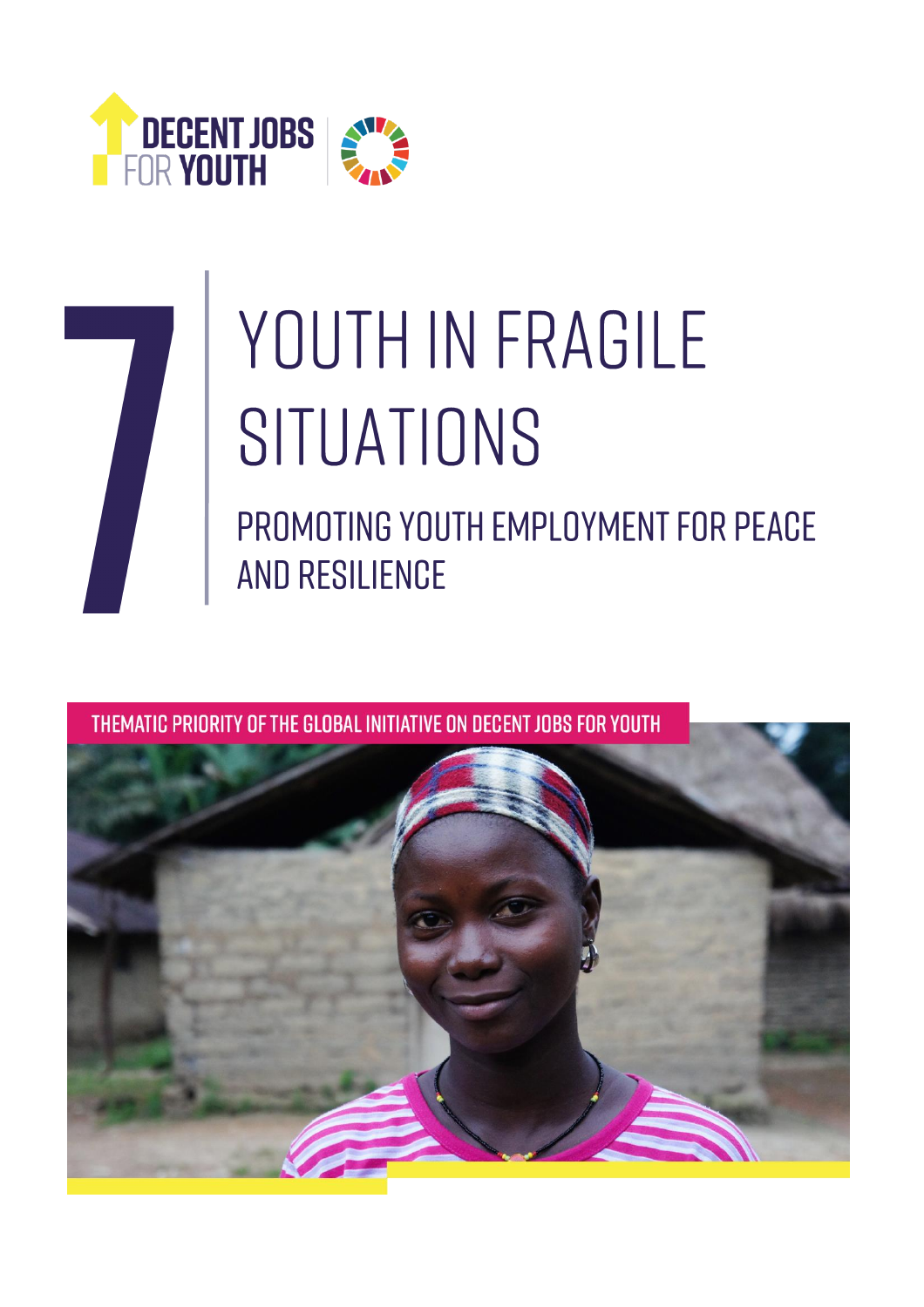DECENT JOBS FOR YOUTH

# 7 YOUTH IN FRAGILE SITUATIONS

## PROMOTING YOUTH EMPLOYMENT FOR PEACE AND RESILIENCE

THEMATIC PRIORITY OF THE GLOBAL INITIATIVE ON DECENT JOBS FOR YOUTH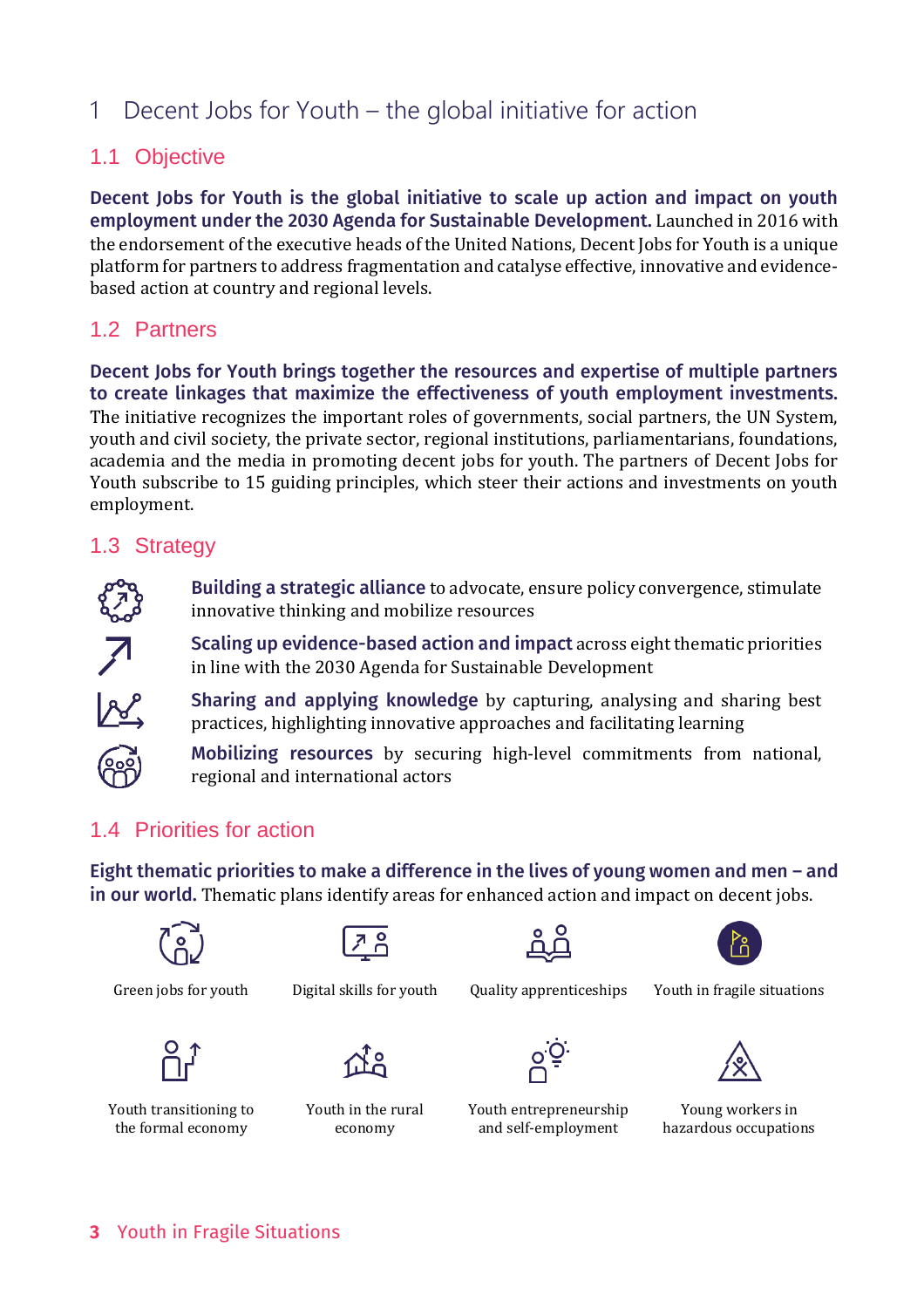# 1 Decent Jobs for Youth – the global initiative for action

## 1.1 Objective

**Decent Jobs for Youth is the global initiative to scale up action and impact on youth employment under the 2030 Agenda for Sustainable Development.** Launched in 2016 with the endorsement of the executive heads of the United Nations, Decent Jobs for Youth is a unique platform for partners to address fragmentation and catalyse effective, innovative and evidence-based action at country and regional levels.

## 1.2 Partners

**Decent Jobs for Youth brings together the resources and expertise of multiple partners to create linkages that maximize the effectiveness of youth employment investments.** The initiative recognizes the important roles of governments, social partners, the UN System, youth and civil society, the private sector, regional institutions, parliamentarians, foundations, academia and the media in promoting decent jobs for youth. The partners of Decent Jobs for Youth subscribe to 15 guiding principles, which steer their actions and investments on youth employment.

## 1.3 Strategy

- **Building a strategic alliance** to advocate, ensure policy convergence, stimulate innovative thinking and mobilize resources
- **Scaling up evidence-based action and impact** across eight thematic priorities in line with the 2030 Agenda for Sustainable Development
- **Sharing and applying knowledge** by capturing, analysing and sharing best practices, highlighting innovative approaches and facilitating learning
- **Mobilizing resources** by securing high-level commitments from national, regional and international actors

## 1.4 Priorities for action

**Eight thematic priorities to make a difference in the lives of young women and men – and in our world.** Thematic plans identify areas for enhanced action and impact on decent jobs.

- Green jobs for youth
- Digital skills for youth
- Quality apprenticeships
- Youth in fragile situations
- Youth transitioning to the formal economy
- Youth in the rural economy
- Youth entrepreneurship and self-employment
- Young workers in hazardous occupations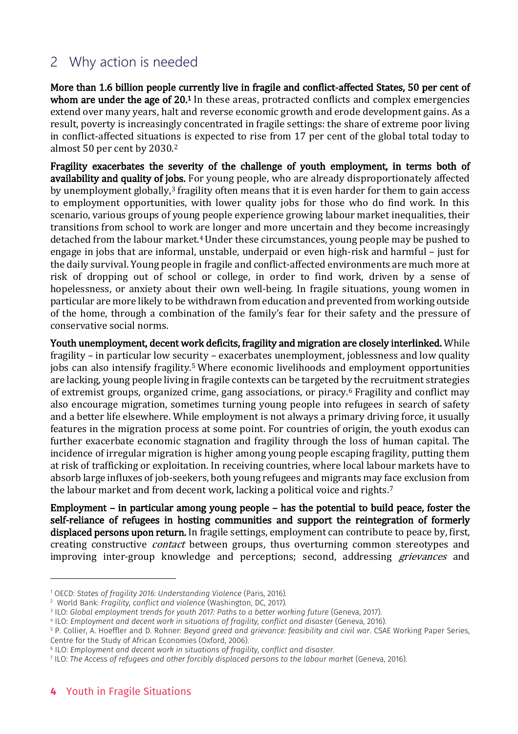## 2 Why action is needed

**More than 1.6 billion people currently live in fragile and conflict-affected States, 50 per cent of whom are under the age of 20.**[1] In these areas, protracted conflicts and complex emergencies extend over many years, halt and reverse economic growth and erode development gains. As a result, poverty is increasingly concentrated in fragile settings: the share of extreme poor living in conflict-affected situations is expected to rise from 17 per cent of the global total today to almost 50 per cent by 2030.[2]

**Fragility exacerbates the severity of the challenge of youth employment, in terms both of availability and quality of jobs.** For young people, who are already disproportionately affected by unemployment globally,[3] fragility often means that it is even harder for them to gain access to employment opportunities, with lower quality jobs for those who do find work. In this scenario, various groups of young people experience growing labour market inequalities, their transitions from school to work are longer and more uncertain and they become increasingly detached from the labour market.[4] Under these circumstances, young people may be pushed to engage in jobs that are informal, unstable, underpaid or even high-risk and harmful – just for the daily survival. Young people in fragile and conflict-affected environments are much more at risk of dropping out of school or college, in order to find work, driven by a sense of hopelessness, or anxiety about their own well-being. In fragile situations, young women in particular are more likely to be withdrawn from education and prevented from working outside of the home, through a combination of the family's fear for their safety and the pressure of conservative social norms.

**Youth unemployment, decent work deficits, fragility and migration are closely interlinked.** While fragility – in particular low security – exacerbates unemployment, joblessness and low quality jobs can also intensify fragility.[5] Where economic livelihoods and employment opportunities are lacking, young people living in fragile contexts can be targeted by the recruitment strategies of extremist groups, organized crime, gang associations, or piracy.[6] Fragility and conflict may also encourage migration, sometimes turning young people into refugees in search of safety and a better life elsewhere. While employment is not always a primary driving force, it usually features in the migration process at some point. For countries of origin, the youth exodus can further exacerbate economic stagnation and fragility through the loss of human capital. The incidence of irregular migration is higher among young people escaping fragility, putting them at risk of trafficking or exploitation. In receiving countries, where local labour markets have to absorb large influxes of job-seekers, both young refugees and migrants may face exclusion from the labour market and from decent work, lacking a political voice and rights.[7]

**Employment – in particular among young people – has the potential to build peace, foster the self-reliance of refugees in hosting communities and support the reintegration of formerly displaced persons upon return.** In fragile settings, employment can contribute to peace by, first, creating constructive *contact* between groups, thus overturning common stereotypes and improving inter-group knowledge and perceptions; second, addressing *grievances* and

---

[1] OECD: *States of fragility 2016: Understanding Violence* (Paris, 2016).

[2] World Bank: *Fragility, conflict and violence* (Washington, DC, 2017).

[3] ILO: *Global employment trends for youth 2017: Paths to a better working future* (Geneva, 2017).

[4] ILO: *Employment and decent work in situations of fragility, conflict and disaster* (Geneva, 2016).

[5] P. Collier, A. Hoeffler and D. Rohner: *Beyond greed and grievance: feasibility and civil war*. CSAE Working Paper Series, Centre for the Study of African Economies (Oxford, 2006).

[6] ILO: *Employment and decent work in situations of fragility, conflict and disaster.*

[7] ILO: *The Access of refugees and other forcibly displaced persons to the labour market* (Geneva, 2016).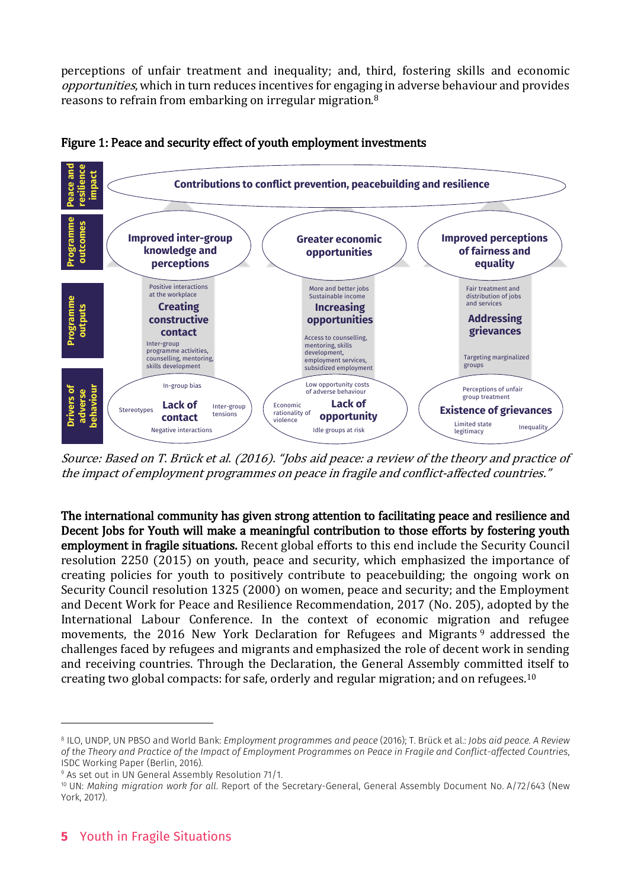perceptions of unfair treatment and inequality; and, third, fostering skills and economic *opportunities*, which in turn reduces incentives for engaging in adverse behaviour and provides reasons to refrain from embarking on irregular migration.[8]

**Figure 1: Peace and security effect of youth employment investments**

| | | | |
|---|---|---|---|
| **Peace and resilience impact** | Contributions to conflict prevention, peacebuilding and resilience | | |
| **Programme outcomes** | Improved inter-group knowledge and perceptions | Greater economic opportunities | Improved perceptions of fairness and equality |
| **Programme outputs** | Positive interactions at the workplace; **Creating constructive contact**; Inter-group programme activities, counselling, mentoring, skills development | More and better jobs; Sustainable income; **Increasing opportunities**; Access to counselling, mentoring, skills development, employment services, subsidized employment | Fair treatment and distribution of jobs and services; **Addressing grievances**; Targeting marginalized groups |
| **Drivers of adverse behaviour** | In-group bias; Stereotypes; **Lack of contact**; Inter-group tensions; Negative interactions | Low opportunity costs of adverse behaviour; Economic rationality of violence; **Lack of opportunity**; Idle groups at risk | Perceptions of unfair group treatment; **Existence of grievances**; Limited state legitimacy; Inequality |

*Source: Based on T. Brück et al. (2016). "Jobs aid peace: a review of the theory and practice of the impact of employment programmes on peace in fragile and conflict-affected countries."*

**The international community has given strong attention to facilitating peace and resilience and Decent Jobs for Youth will make a meaningful contribution to those efforts by fostering youth employment in fragile situations.** Recent global efforts to this end include the Security Council resolution 2250 (2015) on youth, peace and security, which emphasized the importance of creating policies for youth to positively contribute to peacebuilding; the ongoing work on Security Council resolution 1325 (2000) on women, peace and security; and the Employment and Decent Work for Peace and Resilience Recommendation, 2017 (No. 205), adopted by the International Labour Conference. In the context of economic migration and refugee movements, the 2016 New York Declaration for Refugees and Migrants[9] addressed the challenges faced by refugees and migrants and emphasized the role of decent work in sending and receiving countries. Through the Declaration, the General Assembly committed itself to creating two global compacts: for safe, orderly and regular migration; and on refugees.[10]

---

[8] ILO, UNDP, UN PBSO and World Bank: *Employment programmes and peace* (2016); T. Brück et al.: *Jobs aid peace. A Review of the Theory and Practice of the Impact of Employment Programmes on Peace in Fragile and Conflict-affected Countries*, ISDC Working Paper (Berlin, 2016).

[9] As set out in UN General Assembly Resolution 71/1.

[10] UN: *Making migration work for all*. Report of the Secretary-General, General Assembly Document No. A/72/643 (New York, 2017).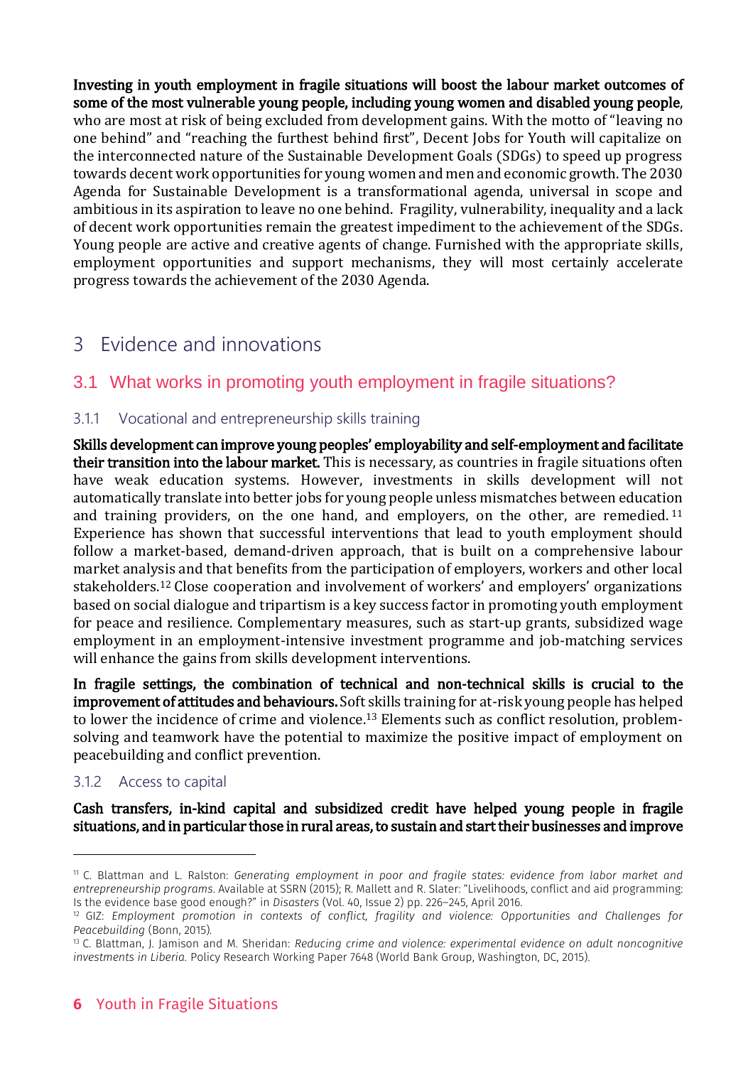**Investing in youth employment in fragile situations will boost the labour market outcomes of some of the most vulnerable young people, including young women and disabled young people**, who are most at risk of being excluded from development gains. With the motto of "leaving no one behind" and "reaching the furthest behind first", Decent Jobs for Youth will capitalize on the interconnected nature of the Sustainable Development Goals (SDGs) to speed up progress towards decent work opportunities for young women and men and economic growth. The 2030 Agenda for Sustainable Development is a transformational agenda, universal in scope and ambitious in its aspiration to leave no one behind. Fragility, vulnerability, inequality and a lack of decent work opportunities remain the greatest impediment to the achievement of the SDGs. Young people are active and creative agents of change. Furnished with the appropriate skills, employment opportunities and support mechanisms, they will most certainly accelerate progress towards the achievement of the 2030 Agenda.

# 3 Evidence and innovations

## 3.1 What works in promoting youth employment in fragile situations?

### 3.1.1 Vocational and entrepreneurship skills training

**Skills development can improve young peoples' employability and self-employment and facilitate their transition into the labour market.** This is necessary, as countries in fragile situations often have weak education systems. However, investments in skills development will not automatically translate into better jobs for young people unless mismatches between education and training providers, on the one hand, and employers, on the other, are remedied.[11] Experience has shown that successful interventions that lead to youth employment should follow a market-based, demand-driven approach, that is built on a comprehensive labour market analysis and that benefits from the participation of employers, workers and other local stakeholders.[12] Close cooperation and involvement of workers' and employers' organizations based on social dialogue and tripartism is a key success factor in promoting youth employment for peace and resilience. Complementary measures, such as start-up grants, subsidized wage employment in an employment-intensive investment programme and job-matching services will enhance the gains from skills development interventions.

**In fragile settings, the combination of technical and non-technical skills is crucial to the improvement of attitudes and behaviours.** Soft skills training for at-risk young people has helped to lower the incidence of crime and violence.[13] Elements such as conflict resolution, problem-solving and teamwork have the potential to maximize the positive impact of employment on peacebuilding and conflict prevention.

### 3.1.2 Access to capital

**Cash transfers, in-kind capital and subsidized credit have helped young people in fragile situations, and in particular those in rural areas, to sustain and start their businesses and improve**

---

[11] C. Blattman and L. Ralston: *Generating employment in poor and fragile states: evidence from labor market and entrepreneurship programs*. Available at SSRN (2015); R. Mallett and R. Slater: "Livelihoods, conflict and aid programming: Is the evidence base good enough?" in *Disasters* (Vol. 40, Issue 2) pp. 226–245, April 2016.

[12] GIZ: *Employment promotion in contexts of conflict, fragility and violence: Opportunities and Challenges for Peacebuilding* (Bonn, 2015).

[13] C. Blattman, J. Jamison and M. Sheridan: *Reducing crime and violence: experimental evidence on adult noncognitive investments in Liberia.* Policy Research Working Paper 7648 (World Bank Group, Washington, DC, 2015).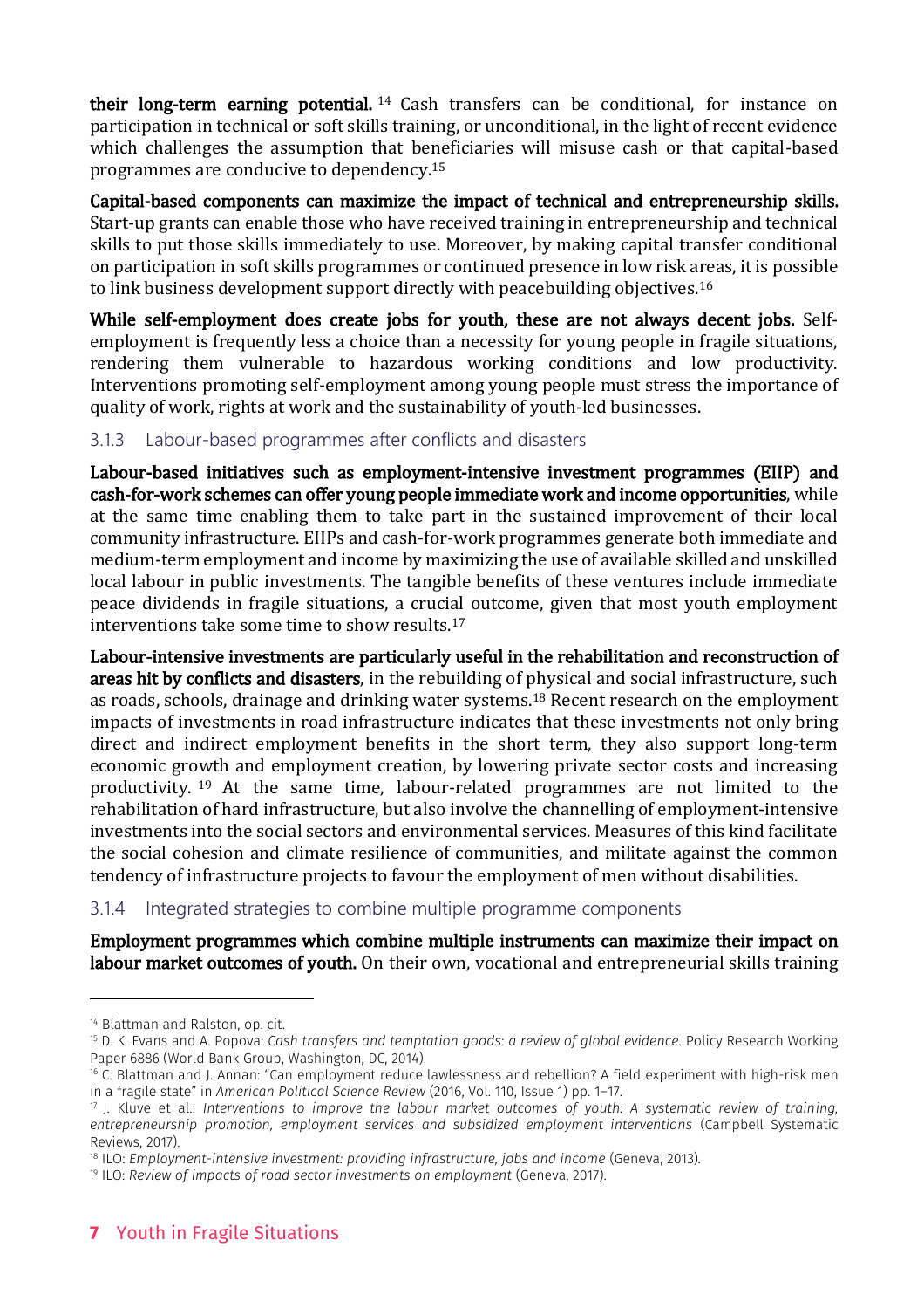**their long-term earning potential.**[14] Cash transfers can be conditional, for instance on participation in technical or soft skills training, or unconditional, in the light of recent evidence which challenges the assumption that beneficiaries will misuse cash or that capital-based programmes are conducive to dependency.[15]

**Capital-based components can maximize the impact of technical and entrepreneurship skills.** Start-up grants can enable those who have received training in entrepreneurship and technical skills to put those skills immediately to use. Moreover, by making capital transfer conditional on participation in soft skills programmes or continued presence in low risk areas, it is possible to link business development support directly with peacebuilding objectives.[16]

**While self-employment does create jobs for youth, these are not always decent jobs.** Self-employment is frequently less a choice than a necessity for young people in fragile situations, rendering them vulnerable to hazardous working conditions and low productivity. Interventions promoting self-employment among young people must stress the importance of quality of work, rights at work and the sustainability of youth-led businesses.

### 3.1.3 Labour-based programmes after conflicts and disasters

**Labour-based initiatives such as employment-intensive investment programmes (EIIP) and cash-for-work schemes can offer young people immediate work and income opportunities**, while at the same time enabling them to take part in the sustained improvement of their local community infrastructure. EIIPs and cash-for-work programmes generate both immediate and medium-term employment and income by maximizing the use of available skilled and unskilled local labour in public investments. The tangible benefits of these ventures include immediate peace dividends in fragile situations, a crucial outcome, given that most youth employment interventions take some time to show results.[17]

**Labour-intensive investments are particularly useful in the rehabilitation and reconstruction of areas hit by conflicts and disasters**, in the rebuilding of physical and social infrastructure, such as roads, schools, drainage and drinking water systems.[18] Recent research on the employment impacts of investments in road infrastructure indicates that these investments not only bring direct and indirect employment benefits in the short term, they also support long-term economic growth and employment creation, by lowering private sector costs and increasing productivity.[19] At the same time, labour-related programmes are not limited to the rehabilitation of hard infrastructure, but also involve the channelling of employment-intensive investments into the social sectors and environmental services. Measures of this kind facilitate the social cohesion and climate resilience of communities, and militate against the common tendency of infrastructure projects to favour the employment of men without disabilities.

### 3.1.4 Integrated strategies to combine multiple programme components

**Employment programmes which combine multiple instruments can maximize their impact on labour market outcomes of youth.** On their own, vocational and entrepreneurial skills training

---

[14] Blattman and Ralston, op. cit.

[15] D. K. Evans and A. Popova: *Cash transfers and temptation goods: a review of global evidence*. Policy Research Working Paper 6886 (World Bank Group, Washington, DC, 2014).

[16] C. Blattman and J. Annan: "Can employment reduce lawlessness and rebellion? A field experiment with high-risk men in a fragile state" in *American Political Science Review* (2016, Vol. 110, Issue 1) pp. 1–17.

[17] J. Kluve et al.: *Interventions to improve the labour market outcomes of youth: A systematic review of training, entrepreneurship promotion, employment services and subsidized employment interventions* (Campbell Systematic Reviews, 2017).

[18] ILO: *Employment-intensive investment: providing infrastructure, jobs and income* (Geneva, 2013).

[19] ILO: *Review of impacts of road sector investments on employment* (Geneva, 2017).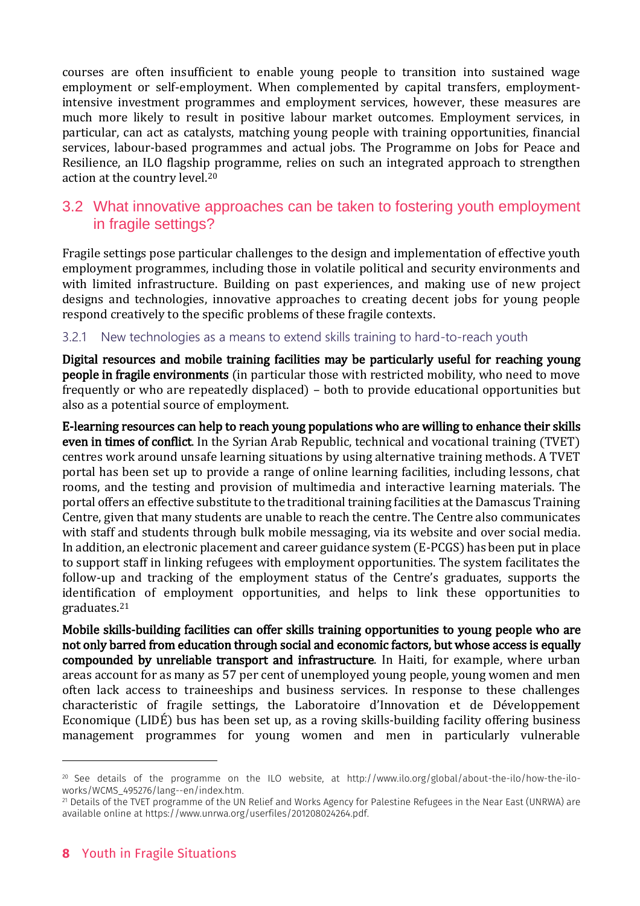courses are often insufficient to enable young people to transition into sustained wage employment or self-employment. When complemented by capital transfers, employment-intensive investment programmes and employment services, however, these measures are much more likely to result in positive labour market outcomes. Employment services, in particular, can act as catalysts, matching young people with training opportunities, financial services, labour-based programmes and actual jobs. The Programme on Jobs for Peace and Resilience, an ILO flagship programme, relies on such an integrated approach to strengthen action at the country level.[20]

## 3.2 What innovative approaches can be taken to fostering youth employment in fragile settings?

Fragile settings pose particular challenges to the design and implementation of effective youth employment programmes, including those in volatile political and security environments and with limited infrastructure. Building on past experiences, and making use of new project designs and technologies, innovative approaches to creating decent jobs for young people respond creatively to the specific problems of these fragile contexts.

### 3.2.1 New technologies as a means to extend skills training to hard-to-reach youth

**Digital resources and mobile training facilities may be particularly useful for reaching young people in fragile environments** (in particular those with restricted mobility, who need to move frequently or who are repeatedly displaced) – both to provide educational opportunities but also as a potential source of employment.

**E-learning resources can help to reach young populations who are willing to enhance their skills even in times of conflict**. In the Syrian Arab Republic, technical and vocational training (TVET) centres work around unsafe learning situations by using alternative training methods. A TVET portal has been set up to provide a range of online learning facilities, including lessons, chat rooms, and the testing and provision of multimedia and interactive learning materials. The portal offers an effective substitute to the traditional training facilities at the Damascus Training Centre, given that many students are unable to reach the centre. The Centre also communicates with staff and students through bulk mobile messaging, via its website and over social media. In addition, an electronic placement and career guidance system (E-PCGS) has been put in place to support staff in linking refugees with employment opportunities. The system facilitates the follow-up and tracking of the employment status of the Centre's graduates, supports the identification of employment opportunities, and helps to link these opportunities to graduates.[21]

**Mobile skills-building facilities can offer skills training opportunities to young people who are not only barred from education through social and economic factors, but whose access is equally compounded by unreliable transport and infrastructure**. In Haiti, for example, where urban areas account for as many as 57 per cent of unemployed young people, young women and men often lack access to traineeships and business services. In response to these challenges characteristic of fragile settings, the Laboratoire d'Innovation et de Développement Economique (LIDÉ) bus has been set up, as a roving skills-building facility offering business management programmes for young women and men in particularly vulnerable

---

[20] See details of the programme on the ILO website, at http://www.ilo.org/global/about-the-ilo/how-the-ilo-works/WCMS_495276/lang--en/index.htm.

[21] Details of the TVET programme of the UN Relief and Works Agency for Palestine Refugees in the Near East (UNRWA) are available online at https://www.unrwa.org/userfiles/201208024264.pdf.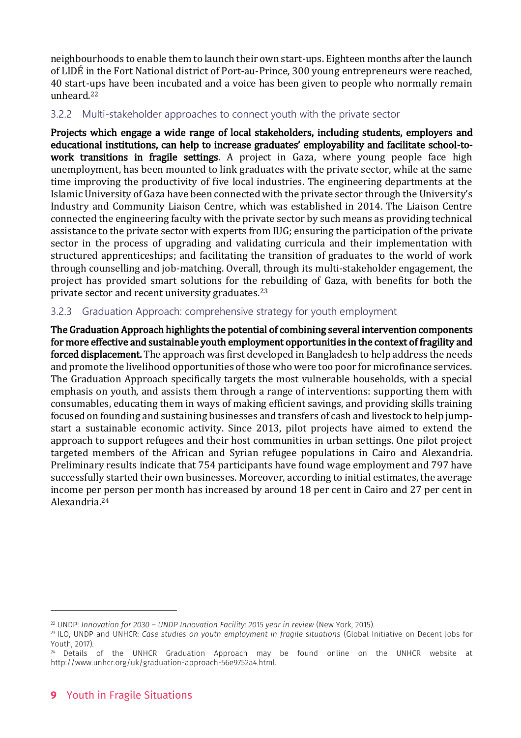neighbourhoods to enable them to launch their own start-ups. Eighteen months after the launch of LIDÉ in the Fort National district of Port-au-Prince, 300 young entrepreneurs were reached, 40 start-ups have been incubated and a voice has been given to people who normally remain unheard.[22]

### 3.2.2 Multi-stakeholder approaches to connect youth with the private sector

**Projects which engage a wide range of local stakeholders, including students, employers and educational institutions, can help to increase graduates' employability and facilitate school-to-work transitions in fragile settings**. A project in Gaza, where young people face high unemployment, has been mounted to link graduates with the private sector, while at the same time improving the productivity of five local industries. The engineering departments at the Islamic University of Gaza have been connected with the private sector through the University's Industry and Community Liaison Centre, which was established in 2014. The Liaison Centre connected the engineering faculty with the private sector by such means as providing technical assistance to the private sector with experts from IUG; ensuring the participation of the private sector in the process of upgrading and validating curricula and their implementation with structured apprenticeships; and facilitating the transition of graduates to the world of work through counselling and job-matching. Overall, through its multi-stakeholder engagement, the project has provided smart solutions for the rebuilding of Gaza, with benefits for both the private sector and recent university graduates.[23]

### 3.2.3 Graduation Approach: comprehensive strategy for youth employment

**The Graduation Approach highlights the potential of combining several intervention components for more effective and sustainable youth employment opportunities in the context of fragility and forced displacement.** The approach was first developed in Bangladesh to help address the needs and promote the livelihood opportunities of those who were too poor for microfinance services. The Graduation Approach specifically targets the most vulnerable households, with a special emphasis on youth, and assists them through a range of interventions: supporting them with consumables, educating them in ways of making efficient savings, and providing skills training focused on founding and sustaining businesses and transfers of cash and livestock to help jump-start a sustainable economic activity. Since 2013, pilot projects have aimed to extend the approach to support refugees and their host communities in urban settings. One pilot project targeted members of the African and Syrian refugee populations in Cairo and Alexandria. Preliminary results indicate that 754 participants have found wage employment and 797 have successfully started their own businesses. Moreover, according to initial estimates, the average income per person per month has increased by around 18 per cent in Cairo and 27 per cent in Alexandria.[24]

---

[22] UNDP: *Innovation for 2030 – UNDP Innovation Facility: 2015 year in review* (New York, 2015).

[23] ILO, UNDP and UNHCR: *Case studies on youth employment in fragile situations* (Global Initiative on Decent Jobs for Youth, 2017).

[24] Details of the UNHCR Graduation Approach may be found online on the UNHCR website at http://www.unhcr.org/uk/graduation-approach-56e9752a4.html.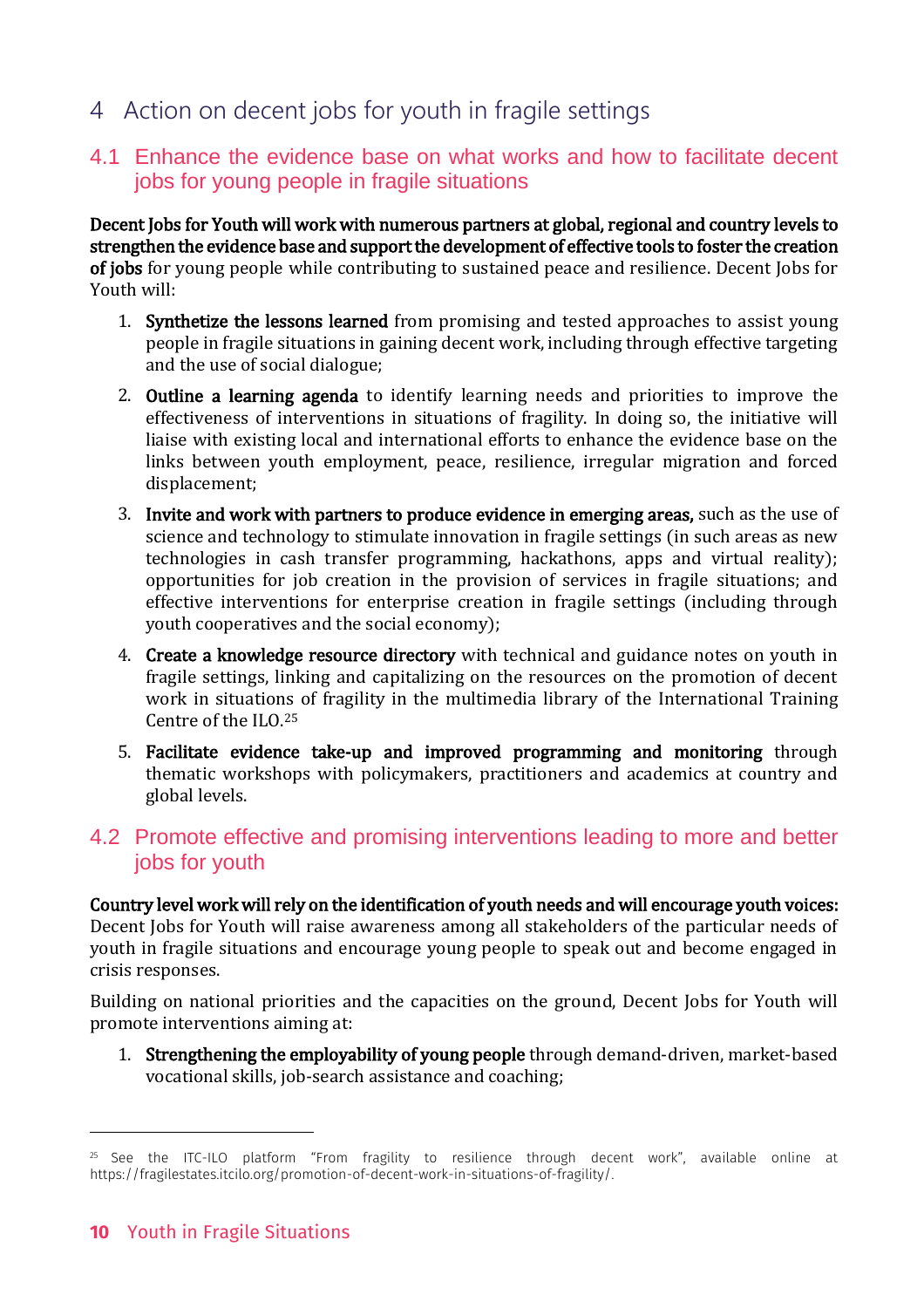# 4 Action on decent jobs for youth in fragile settings

## 4.1 Enhance the evidence base on what works and how to facilitate decent jobs for young people in fragile situations

**Decent Jobs for Youth will work with numerous partners at global, regional and country levels to strengthen the evidence base and support the development of effective tools to foster the creation of jobs** for young people while contributing to sustained peace and resilience. Decent Jobs for Youth will:

1. **Synthetize the lessons learned** from promising and tested approaches to assist young people in fragile situations in gaining decent work, including through effective targeting and the use of social dialogue;
2. **Outline a learning agenda** to identify learning needs and priorities to improve the effectiveness of interventions in situations of fragility. In doing so, the initiative will liaise with existing local and international efforts to enhance the evidence base on the links between youth employment, peace, resilience, irregular migration and forced displacement;
3. **Invite and work with partners to produce evidence in emerging areas,** such as the use of science and technology to stimulate innovation in fragile settings (in such areas as new technologies in cash transfer programming, hackathons, apps and virtual reality); opportunities for job creation in the provision of services in fragile situations; and effective interventions for enterprise creation in fragile settings (including through youth cooperatives and the social economy);
4. **Create a knowledge resource directory** with technical and guidance notes on youth in fragile settings, linking and capitalizing on the resources on the promotion of decent work in situations of fragility in the multimedia library of the International Training Centre of the ILO.[25]
5. **Facilitate evidence take-up and improved programming and monitoring** through thematic workshops with policymakers, practitioners and academics at country and global levels.

## 4.2 Promote effective and promising interventions leading to more and better jobs for youth

**Country level work will rely on the identification of youth needs and will encourage youth voices:** Decent Jobs for Youth will raise awareness among all stakeholders of the particular needs of youth in fragile situations and encourage young people to speak out and become engaged in crisis responses.

Building on national priorities and the capacities on the ground, Decent Jobs for Youth will promote interventions aiming at:

1. **Strengthening the employability of young people** through demand-driven, market-based vocational skills, job-search assistance and coaching;

---

[25] See the ITC-ILO platform "From fragility to resilience through decent work", available online at https://fragilestates.itcilo.org/promotion-of-decent-work-in-situations-of-fragility/.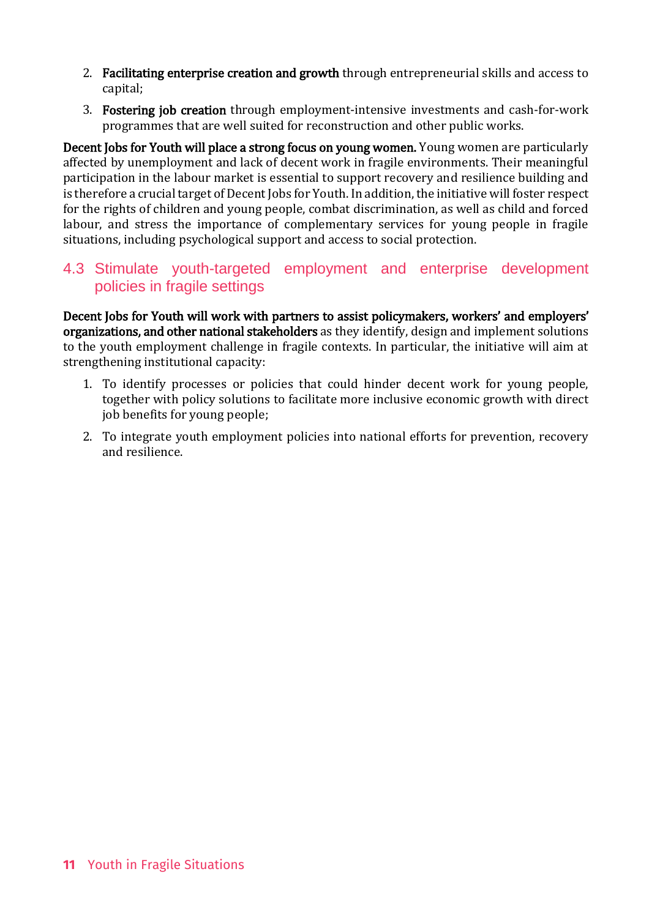2. **Facilitating enterprise creation and growth** through entrepreneurial skills and access to capital;
3. **Fostering job creation** through employment-intensive investments and cash-for-work programmes that are well suited for reconstruction and other public works.

**Decent Jobs for Youth will place a strong focus on young women.** Young women are particularly affected by unemployment and lack of decent work in fragile environments. Their meaningful participation in the labour market is essential to support recovery and resilience building and is therefore a crucial target of Decent Jobs for Youth. In addition, the initiative will foster respect for the rights of children and young people, combat discrimination, as well as child and forced labour, and stress the importance of complementary services for young people in fragile situations, including psychological support and access to social protection.

## 4.3 Stimulate youth-targeted employment and enterprise development policies in fragile settings

**Decent Jobs for Youth will work with partners to assist policymakers, workers' and employers' organizations, and other national stakeholders** as they identify, design and implement solutions to the youth employment challenge in fragile contexts. In particular, the initiative will aim at strengthening institutional capacity:

1. To identify processes or policies that could hinder decent work for young people, together with policy solutions to facilitate more inclusive economic growth with direct job benefits for young people;
2. To integrate youth employment policies into national efforts for prevention, recovery and resilience.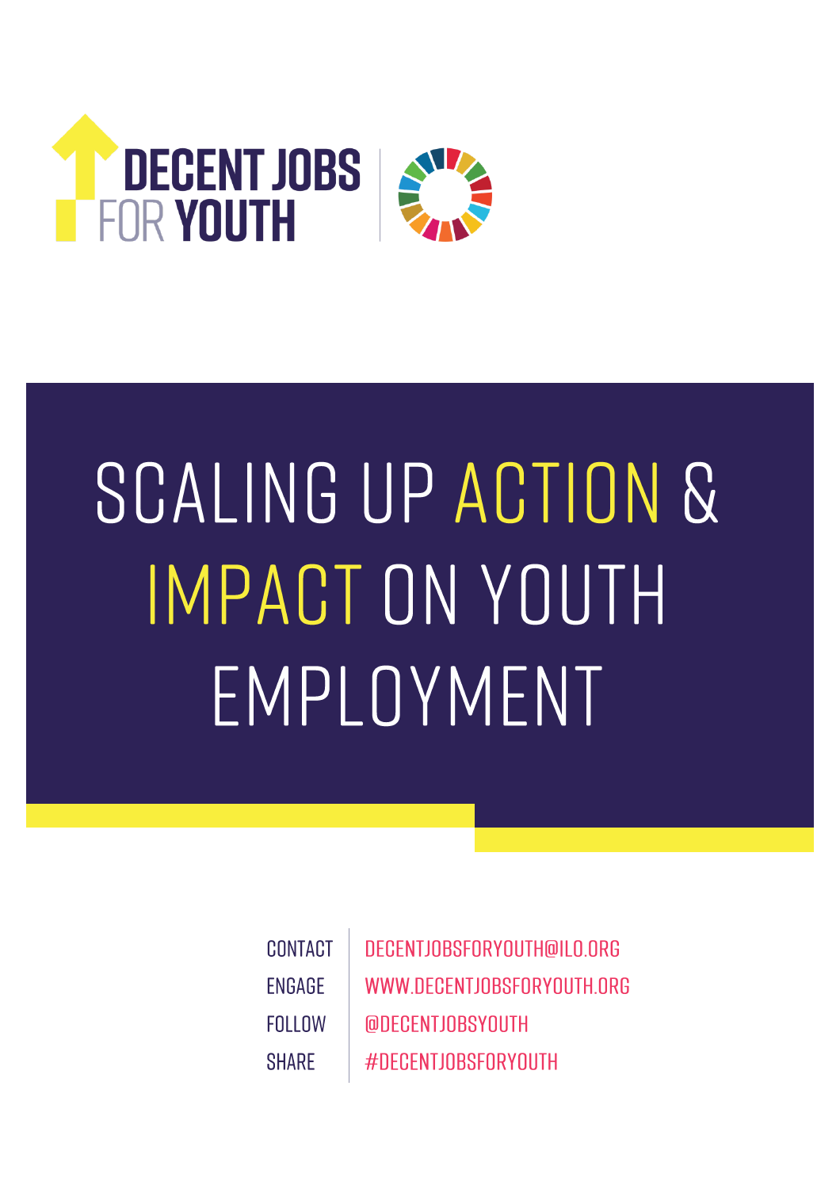DECENT JOBS FOR YOUTH

# SCALING UP ACTION & IMPACT ON YOUTH EMPLOYMENT

| | |
|---|---|
| CONTACT | DECENTJOBSFORYOUTH@ILO.ORG |
| ENGAGE | WWW.DECENTJOBSFORYOUTH.ORG |
| FOLLOW | @DECENTJOBSYOUTH |
| SHARE | #DECENTJOBSFORYOUTH |